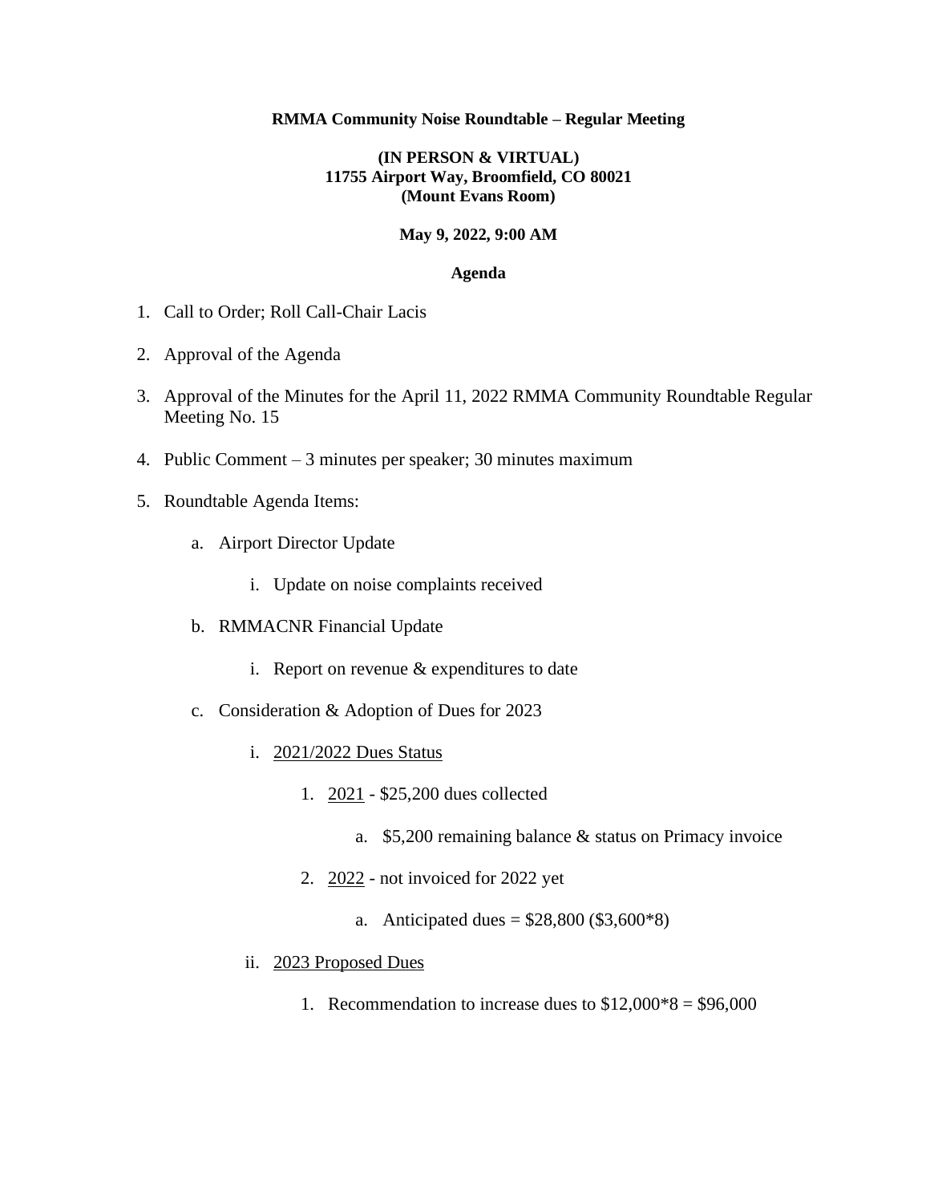**RMMA Community Noise Roundtable – Regular Meeting**

**(IN PERSON & VIRTUAL)**
**11755 Airport Way, Broomfield, CO 80021**
**(Mount Evans Room)**

**May 9, 2022, 9:00 AM**

**Agenda**

1. Call to Order; Roll Call-Chair Lacis

2. Approval of the Agenda

3. Approval of the Minutes for the April 11, 2022 RMMA Community Roundtable Regular Meeting No. 15

4. Public Comment – 3 minutes per speaker; 30 minutes maximum

5. Roundtable Agenda Items:

   a. Airport Director Update

      i. Update on noise complaints received

   b. RMMACNR Financial Update

      i. Report on revenue & expenditures to date

   c. Consideration & Adoption of Dues for 2023

      i. 2021/2022 Dues Status

         1. 2021 - $25,200 dues collected

            a. $5,200 remaining balance & status on Primacy invoice

         2. 2022 - not invoiced for 2022 yet

            a. Anticipated dues = $28,800 ($3,600*8)

      ii. 2023 Proposed Dues

         1. Recommendation to increase dues to $12,000*8 = $96,000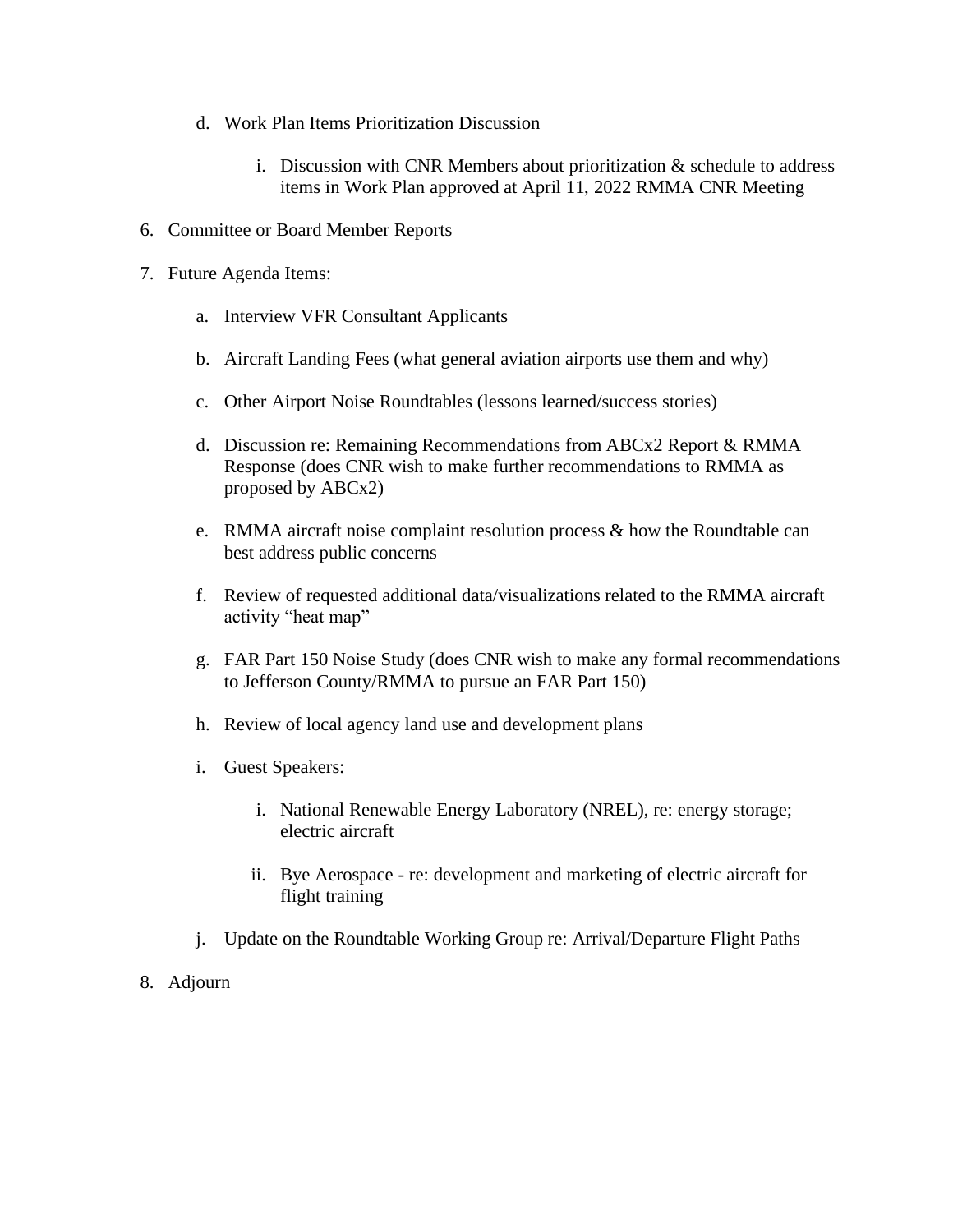d. Work Plan Items Prioritization Discussion

      i. Discussion with CNR Members about prioritization & schedule to address items in Work Plan approved at April 11, 2022 RMMA CNR Meeting

6. Committee or Board Member Reports

7. Future Agenda Items:

   a. Interview VFR Consultant Applicants

   b. Aircraft Landing Fees (what general aviation airports use them and why)

   c. Other Airport Noise Roundtables (lessons learned/success stories)

   d. Discussion re: Remaining Recommendations from ABCx2 Report & RMMA Response (does CNR wish to make further recommendations to RMMA as proposed by ABCx2)

   e. RMMA aircraft noise complaint resolution process & how the Roundtable can best address public concerns

   f. Review of requested additional data/visualizations related to the RMMA aircraft activity "heat map"

   g. FAR Part 150 Noise Study (does CNR wish to make any formal recommendations to Jefferson County/RMMA to pursue an FAR Part 150)

   h. Review of local agency land use and development plans

   i. Guest Speakers:

      i. National Renewable Energy Laboratory (NREL), re: energy storage; electric aircraft

      ii. Bye Aerospace - re: development and marketing of electric aircraft for flight training

   j. Update on the Roundtable Working Group re: Arrival/Departure Flight Paths

8. Adjourn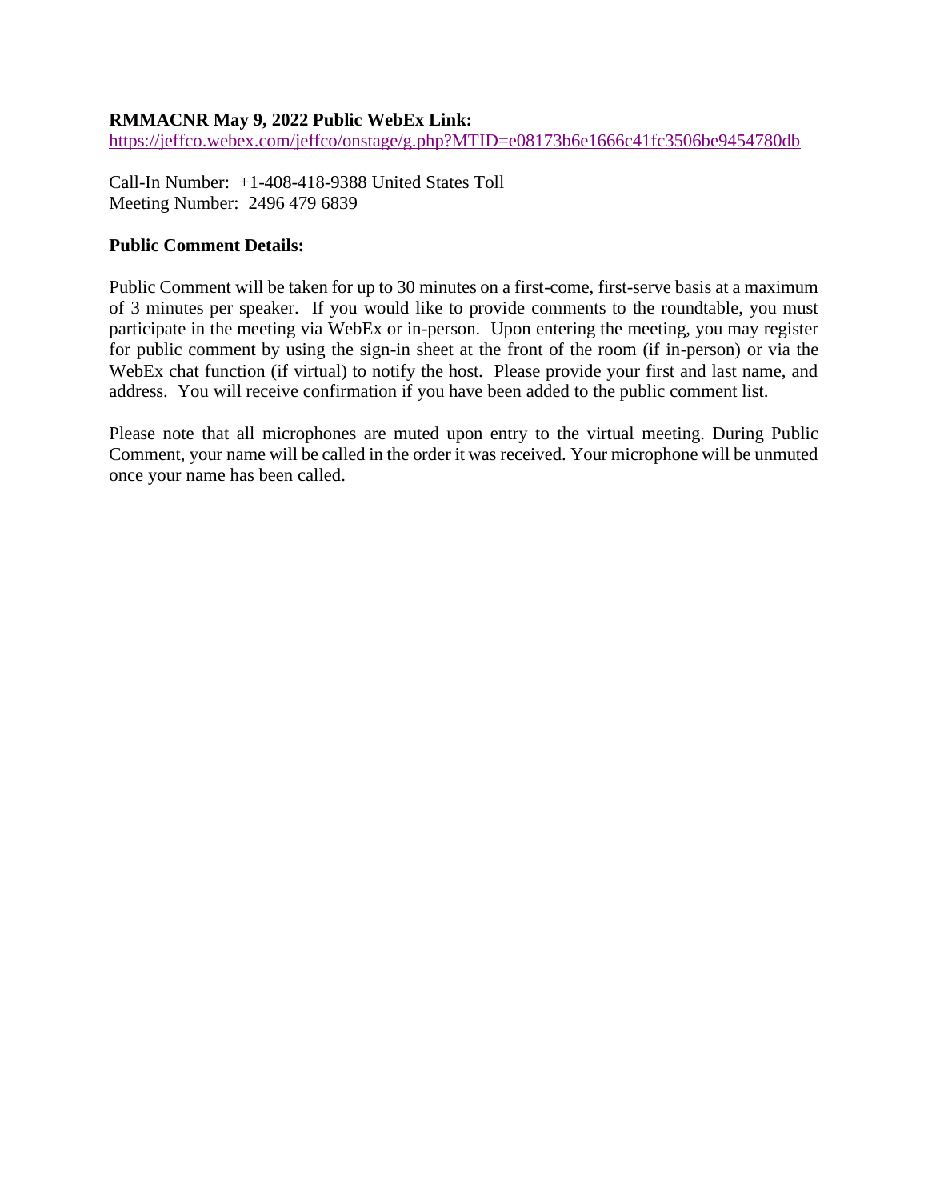**RMMACNR May 9, 2022 Public WebEx Link:**
https://jeffco.webex.com/jeffco/onstage/g.php?MTID=e08173b6e1666c41fc3506be9454780db

Call-In Number: +1-408-418-9388 United States Toll
Meeting Number: 2496 479 6839

**Public Comment Details:**

Public Comment will be taken for up to 30 minutes on a first-come, first-serve basis at a maximum of 3 minutes per speaker. If you would like to provide comments to the roundtable, you must participate in the meeting via WebEx or in-person. Upon entering the meeting, you may register for public comment by using the sign-in sheet at the front of the room (if in-person) or via the WebEx chat function (if virtual) to notify the host. Please provide your first and last name, and address. You will receive confirmation if you have been added to the public comment list.

Please note that all microphones are muted upon entry to the virtual meeting. During Public Comment, your name will be called in the order it was received. Your microphone will be unmuted once your name has been called.